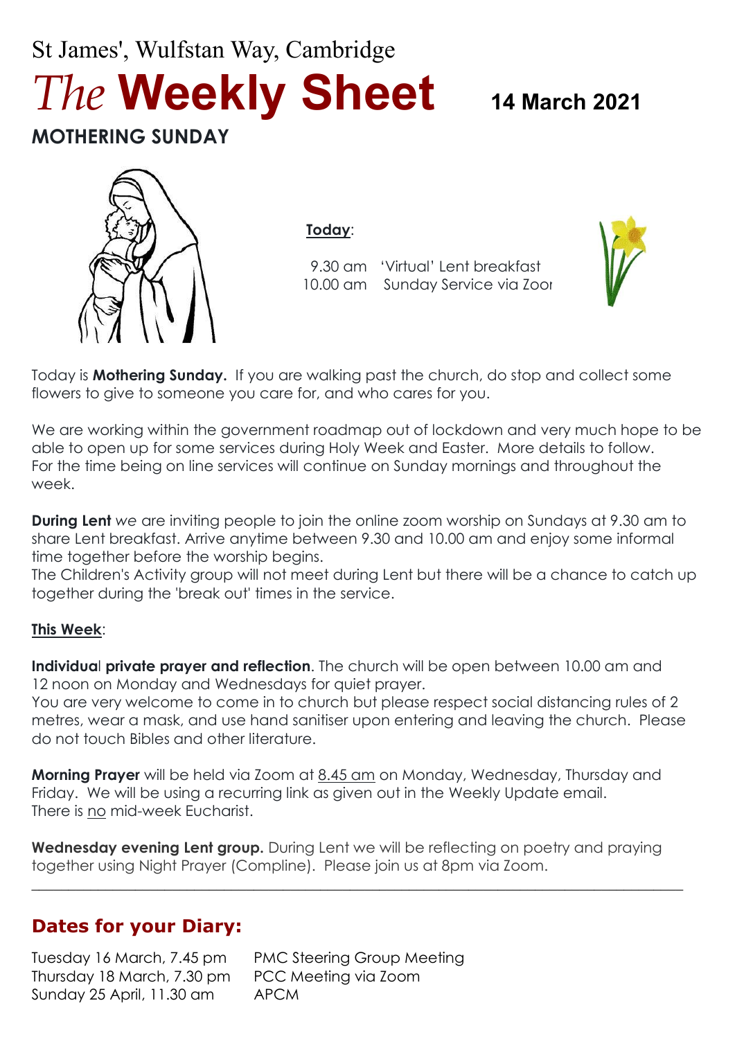St James', Wulfstan Way, Cambridge

# *The* **Weekly Sheet** 14 March 2021

## MOTHERING SUNDAY

**Today**:

9.30 am 'Virtual' Lent breakfast
10.00 am Sunday Service via Zoom

Today is **Mothering Sunday.** If you are walking past the church, do stop and collect some flowers to give to someone you care for, and who cares for you.

We are working within the government roadmap out of lockdown and very much hope to be able to open up for some services during Holy Week and Easter. More details to follow. For the time being on line services will continue on Sunday mornings and throughout the week.

**During Lent** *we* are inviting people to join the online zoom worship on Sundays at 9.30 am to share Lent breakfast. Arrive anytime between 9.30 and 10.00 am and enjoy some informal time together before the worship begins.
The Children's Activity group will not meet during Lent but there will be a chance to catch up together during the 'break out' times in the service.

**This Week**:

**Individual private prayer and reflection**. The church will be open between 10.00 am and 12 noon on Monday and Wednesdays for quiet prayer.
You are very welcome to come in to church but please respect social distancing rules of 2 metres, wear a mask, and use hand sanitiser upon entering and leaving the church. Please do not touch Bibles and other literature.

**Morning Prayer** will be held via Zoom at 8.45 am on Monday, Wednesday, Thursday and Friday. We will be using a recurring link as given out in the Weekly Update email.
There is no mid-week Eucharist.

**Wednesday evening Lent group.** During Lent we will be reflecting on poetry and praying together using Night Prayer (Compline). Please join us at 8pm via Zoom.

---

## Dates for your Diary:

Tuesday 16 March, 7.45 pm PMC Steering Group Meeting
Thursday 18 March, 7.30 pm PCC Meeting via Zoom
Sunday 25 April, 11.30 am APCM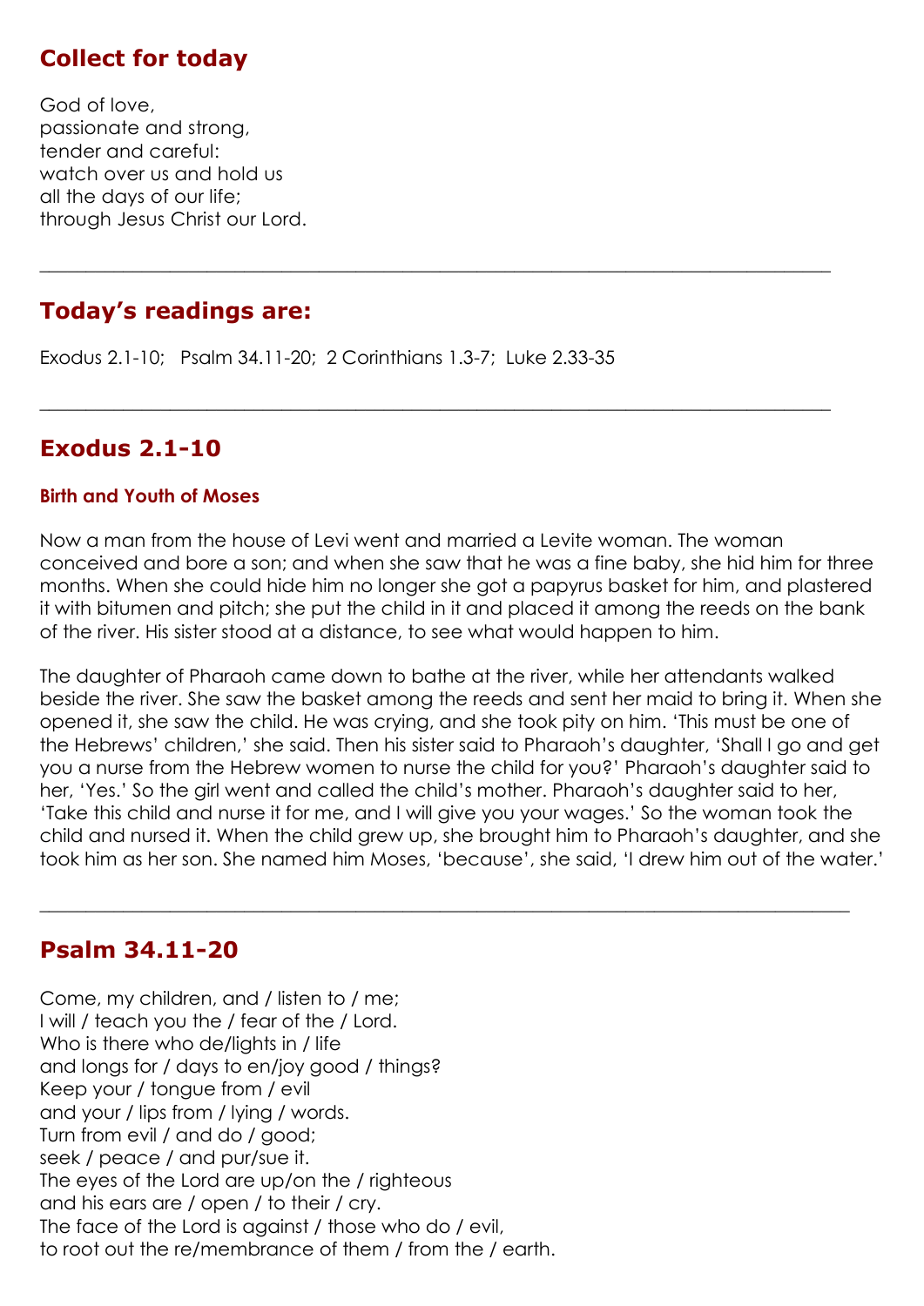## Collect for today

God of love,
passionate and strong,
tender and careful:
watch over us and hold us
all the days of our life;
through Jesus Christ our Lord.

---

## Today's readings are:

Exodus 2.1-10; Psalm 34.11-20; 2 Corinthians 1.3-7; Luke 2.33-35

---

## Exodus 2.1-10

### Birth and Youth of Moses

Now a man from the house of Levi went and married a Levite woman. The woman conceived and bore a son; and when she saw that he was a fine baby, she hid him for three months. When she could hide him no longer she got a papyrus basket for him, and plastered it with bitumen and pitch; she put the child in it and placed it among the reeds on the bank of the river. His sister stood at a distance, to see what would happen to him.

The daughter of Pharaoh came down to bathe at the river, while her attendants walked beside the river. She saw the basket among the reeds and sent her maid to bring it. When she opened it, she saw the child. He was crying, and she took pity on him. 'This must be one of the Hebrews' children,' she said. Then his sister said to Pharaoh's daughter, 'Shall I go and get you a nurse from the Hebrew women to nurse the child for you?' Pharaoh's daughter said to her, 'Yes.' So the girl went and called the child's mother. Pharaoh's daughter said to her, 'Take this child and nurse it for me, and I will give you your wages.' So the woman took the child and nursed it. When the child grew up, she brought him to Pharaoh's daughter, and she took him as her son. She named him Moses, 'because', she said, 'I drew him out of the water.'

---

## Psalm 34.11-20

Come, my children, and / listen to / me;
I will / teach you the / fear of the / Lord.
Who is there who de/lights in / life
and longs for / days to en/joy good / things?
Keep your / tongue from / evil
and your / lips from / lying / words.
Turn from evil / and do / good;
seek / peace / and pur/sue it.
The eyes of the Lord are up/on the / righteous
and his ears are / open / to their / cry.
The face of the Lord is against / those who do / evil,
to root out the re/membrance of them / from the / earth.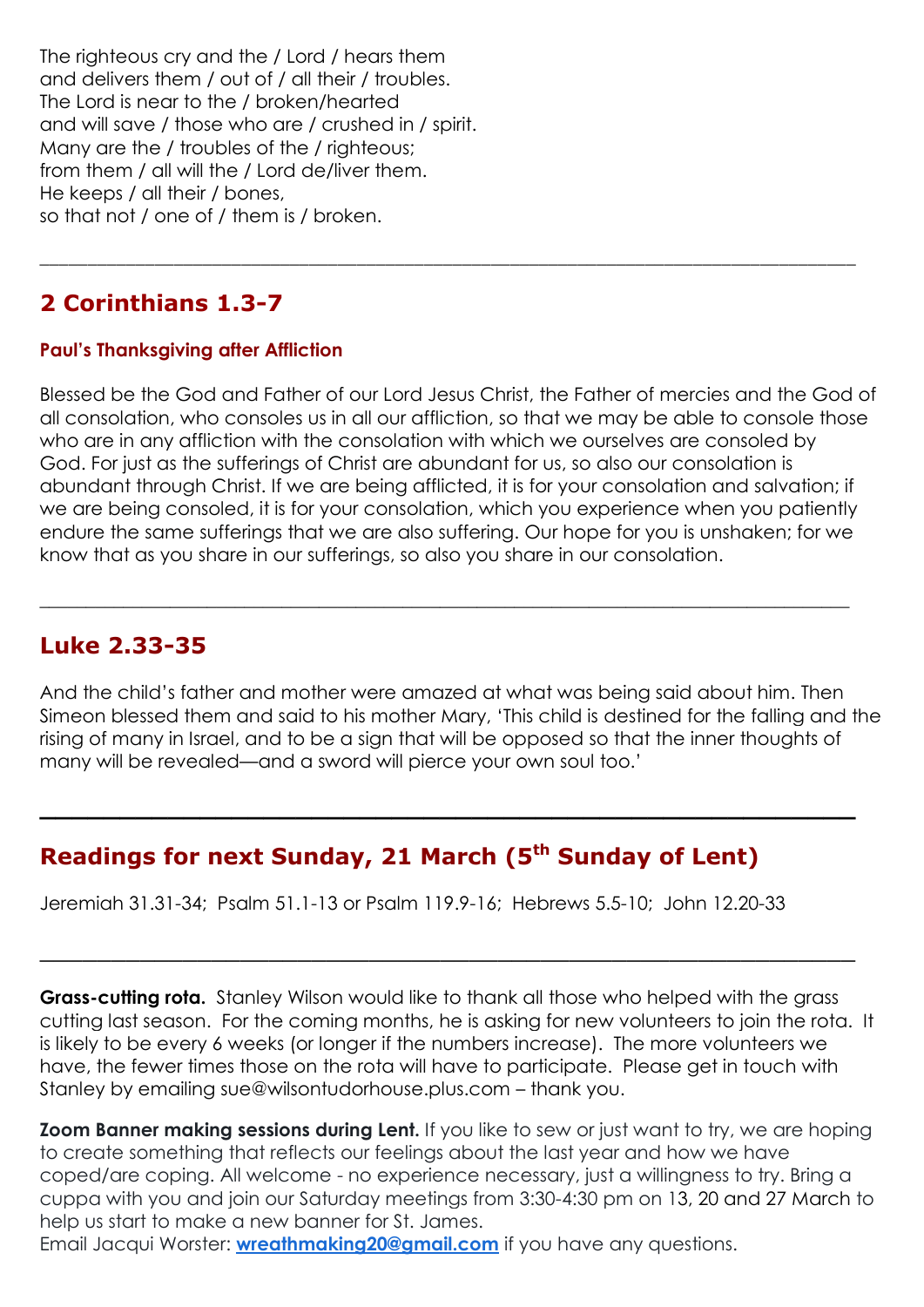The righteous cry and the / Lord / hears them
and delivers them / out of / all their / troubles.
The Lord is near to the / broken/hearted
and will save / those who are / crushed in / spirit.
Many are the / troubles of the / righteous;
from them / all will the / Lord de/liver them.
He keeps / all their / bones,
so that not / one of / them is / broken.

---

## 2 Corinthians 1.3-7

#### Paul's Thanksgiving after Affliction

Blessed be the God and Father of our Lord Jesus Christ, the Father of mercies and the God of all consolation, who consoles us in all our affliction, so that we may be able to console those who are in any affliction with the consolation with which we ourselves are consoled by God. For just as the sufferings of Christ are abundant for us, so also our consolation is abundant through Christ. If we are being afflicted, it is for your consolation and salvation; if we are being consoled, it is for your consolation, which you experience when you patiently endure the same sufferings that we are also suffering. Our hope for you is unshaken; for we know that as you share in our sufferings, so also you share in our consolation.

---

## Luke 2.33-35

And the child's father and mother were amazed at what was being said about him. Then Simeon blessed them and said to his mother Mary, 'This child is destined for the falling and the rising of many in Israel, and to be a sign that will be opposed so that the inner thoughts of many will be revealed—and a sword will pierce your own soul too.'

---

## Readings for next Sunday, 21 March (5th Sunday of Lent)

Jeremiah 31.31-34; Psalm 51.1-13 or Psalm 119.9-16; Hebrews 5.5-10; John 12.20-33

---

**Grass-cutting rota.** Stanley Wilson would like to thank all those who helped with the grass cutting last season. For the coming months, he is asking for new volunteers to join the rota. It is likely to be every 6 weeks (or longer if the numbers increase). The more volunteers we have, the fewer times those on the rota will have to participate. Please get in touch with Stanley by emailing sue@wilsontudorhouse.plus.com – thank you.

**Zoom Banner making sessions during Lent.** If you like to sew or just want to try, we are hoping to create something that reflects our feelings about the last year and how we have coped/are coping. All welcome - no experience necessary, just a willingness to try. Bring a cuppa with you and join our Saturday meetings from 3:30-4:30 pm on 13, 20 and 27 March to help us start to make a new banner for St. James.
Email Jacqui Worster: **wreathmaking20@gmail.com** if you have any questions.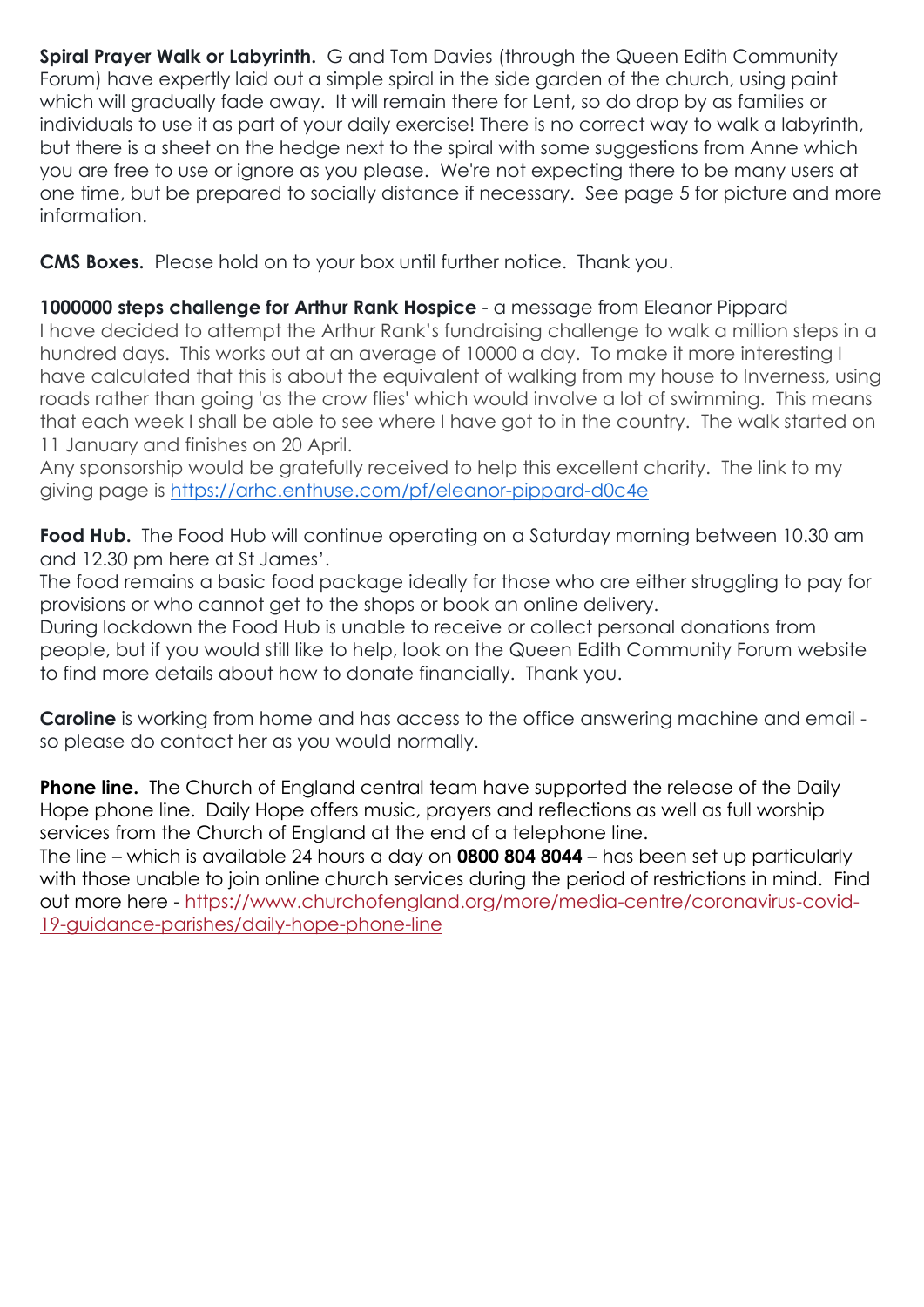**Spiral Prayer Walk or Labyrinth.** G and Tom Davies (through the Queen Edith Community Forum) have expertly laid out a simple spiral in the side garden of the church, using paint which will gradually fade away. It will remain there for Lent, so do drop by as families or individuals to use it as part of your daily exercise! There is no correct way to walk a labyrinth, but there is a sheet on the hedge next to the spiral with some suggestions from Anne which you are free to use or ignore as you please. We're not expecting there to be many users at one time, but be prepared to socially distance if necessary. See page 5 for picture and more information.

**CMS Boxes.** Please hold on to your box until further notice. Thank you.

**1000000 steps challenge for Arthur Rank Hospice** - a message from Eleanor Pippard
I have decided to attempt the Arthur Rank's fundraising challenge to walk a million steps in a hundred days. This works out at an average of 10000 a day. To make it more interesting I have calculated that this is about the equivalent of walking from my house to Inverness, using roads rather than going 'as the crow flies' which would involve a lot of swimming. This means that each week I shall be able to see where I have got to in the country. The walk started on 11 January and finishes on 20 April.
Any sponsorship would be gratefully received to help this excellent charity. The link to my giving page is https://arhc.enthuse.com/pf/eleanor-pippard-d0c4e

**Food Hub.** The Food Hub will continue operating on a Saturday morning between 10.30 am and 12.30 pm here at St James'.
The food remains a basic food package ideally for those who are either struggling to pay for provisions or who cannot get to the shops or book an online delivery.
During lockdown the Food Hub is unable to receive or collect personal donations from people, but if you would still like to help, look on the Queen Edith Community Forum website to find more details about how to donate financially. Thank you.

**Caroline** is working from home and has access to the office answering machine and email - so please do contact her as you would normally.

**Phone line.** The Church of England central team have supported the release of the Daily Hope phone line. Daily Hope offers music, prayers and reflections as well as full worship services from the Church of England at the end of a telephone line.
The line – which is available 24 hours a day on **0800 804 8044** – has been set up particularly with those unable to join online church services during the period of restrictions in mind. Find out more here - https://www.churchofengland.org/more/media-centre/coronavirus-covid-19-guidance-parishes/daily-hope-phone-line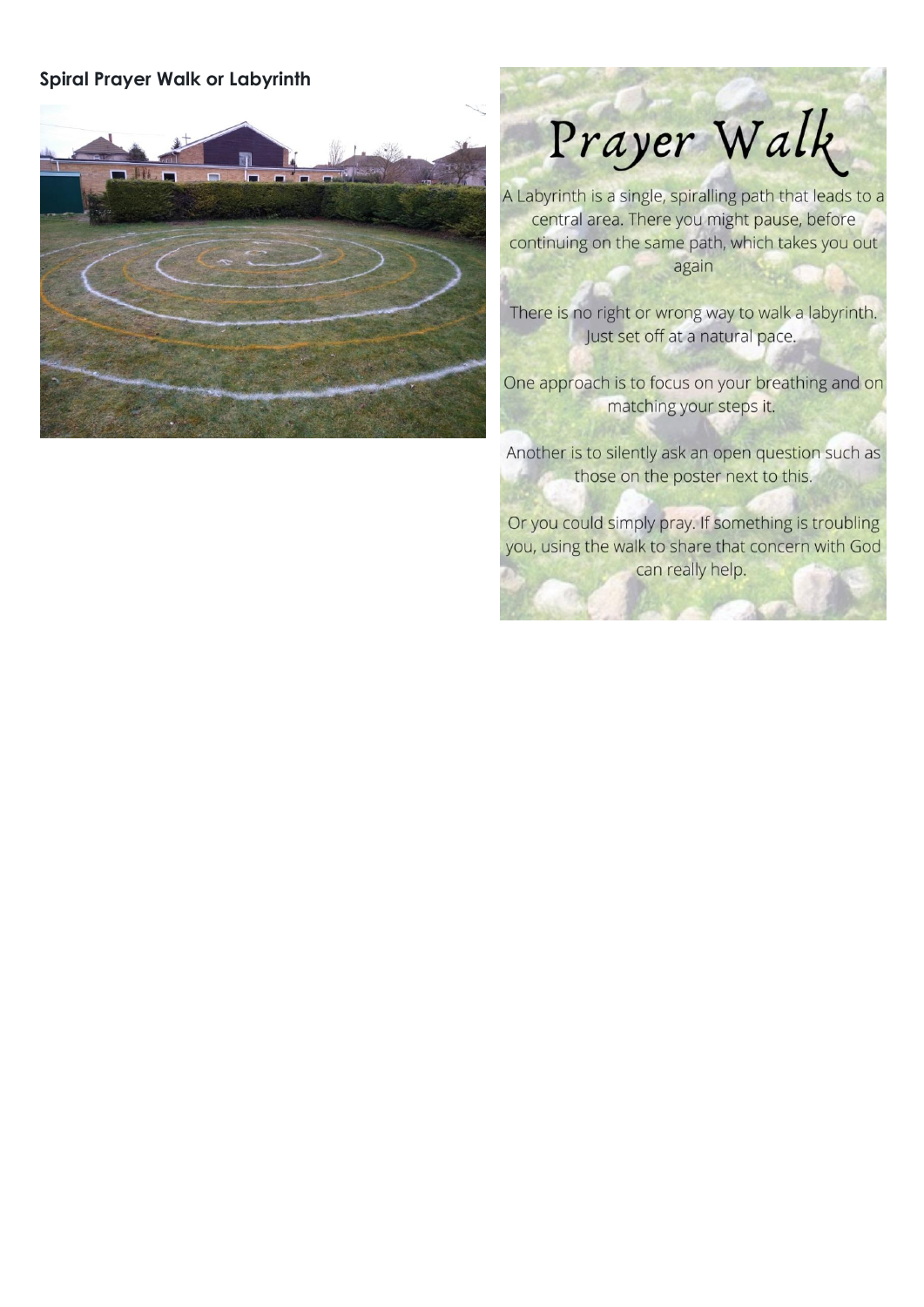**Spiral Prayer Walk or Labyrinth**

# Prayer Walk

A Labyrinth is a single, spiralling path that leads to a central area. There you might pause, before continuing on the same path, which takes you out again

There is no right or wrong way to walk a labyrinth. Just set off at a natural pace.

One approach is to focus on your breathing and on matching your steps it.

Another is to silently ask an open question such as those on the poster next to this.

Or you could simply pray. If something is troubling you, using the walk to share that concern with God can really help.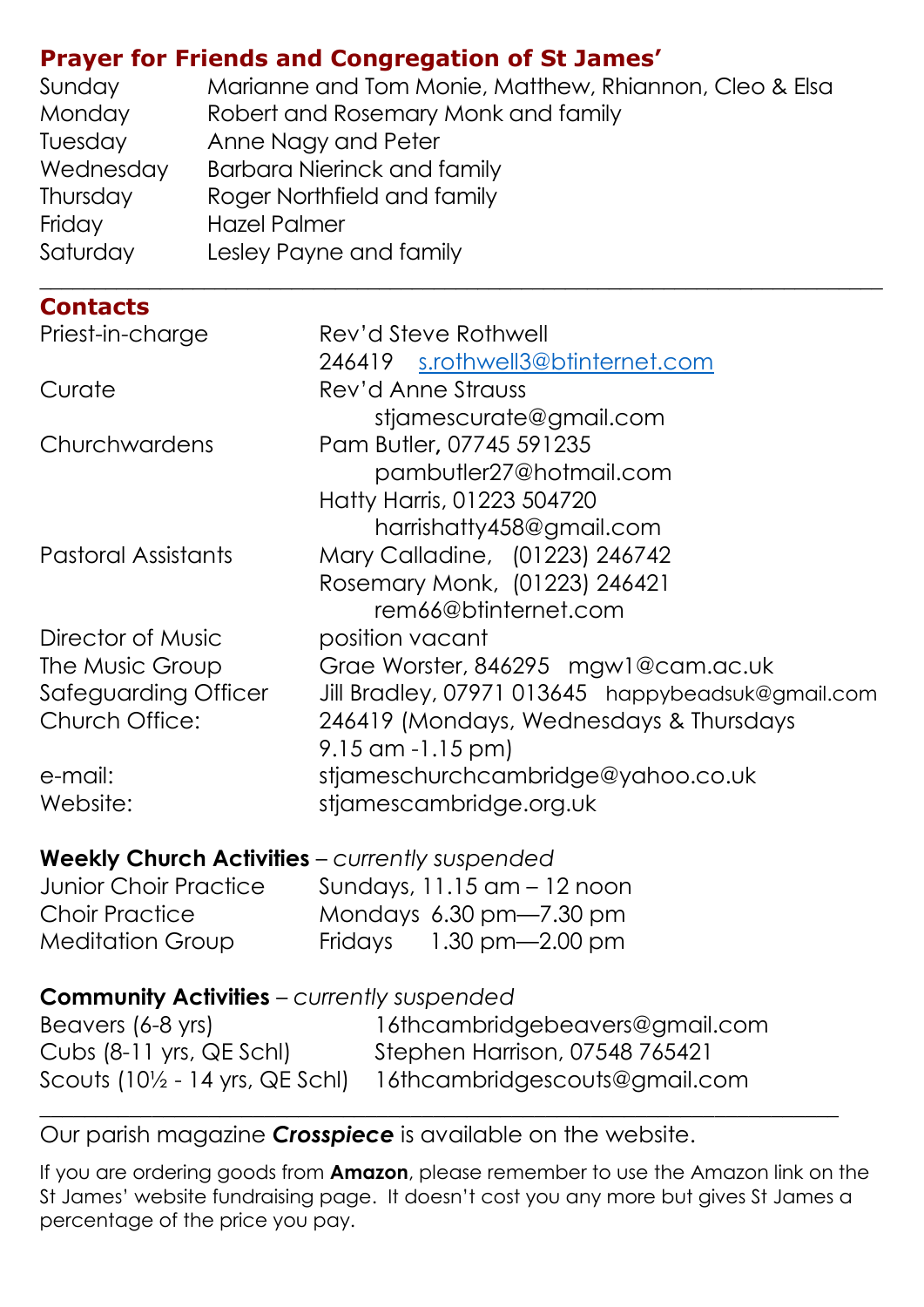## Prayer for Friends and Congregation of St James'

| | |
|---|---|
| Sunday | Marianne and Tom Monie, Matthew, Rhiannon, Cleo & Elsa |
| Monday | Robert and Rosemary Monk and family |
| Tuesday | Anne Nagy and Peter |
| Wednesday | Barbara Nierinck and family |
| Thursday | Roger Northfield and family |
| Friday | Hazel Palmer |
| Saturday | Lesley Payne and family |

---

## Contacts

| | |
|---|---|
| Priest-in-charge | Rev'd Steve Rothwell<br>246419 s.rothwell3@btinternet.com |
| Curate | Rev'd Anne Strauss<br>stjamescurate@gmail.com |
| Churchwardens | Pam Butler, 07745 591235<br>pambutler27@hotmail.com<br>Hatty Harris, 01223 504720<br>harrishatty458@gmail.com |
| Pastoral Assistants | Mary Calladine, (01223) 246742<br>Rosemary Monk, (01223) 246421<br>rem66@btinternet.com |
| Director of Music | position vacant |
| The Music Group | Grae Worster, 846295 mgw1@cam.ac.uk |
| Safeguarding Officer | Jill Bradley, 07971 013645 happybeadsuk@gmail.com |
| Church Office: | 246419 (Mondays, Wednesdays & Thursdays 9.15 am -1.15 pm) |
| e-mail: | stjameschurchcambridge@yahoo.co.uk |
| Website: | stjamescambridge.org.uk |

**Weekly Church Activities** – *currently suspended*

| | |
|---|---|
| Junior Choir Practice | Sundays, 11.15 am – 12 noon |
| Choir Practice | Mondays 6.30 pm—7.30 pm |
| Meditation Group | Fridays 1.30 pm—2.00 pm |

**Community Activities** – *currently suspended*

| | |
|---|---|
| Beavers (6-8 yrs) | 16thcambridgebeavers@gmail.com |
| Cubs (8-11 yrs, QE Schl) | Stephen Harrison, 07548 765421 |
| Scouts (10½ - 14 yrs, QE Schl) | 16thcambridgescouts@gmail.com |

---

Our parish magazine ***Crosspiece*** is available on the website.

If you are ordering goods from **Amazon**, please remember to use the Amazon link on the St James' website fundraising page. It doesn't cost you any more but gives St James a percentage of the price you pay.